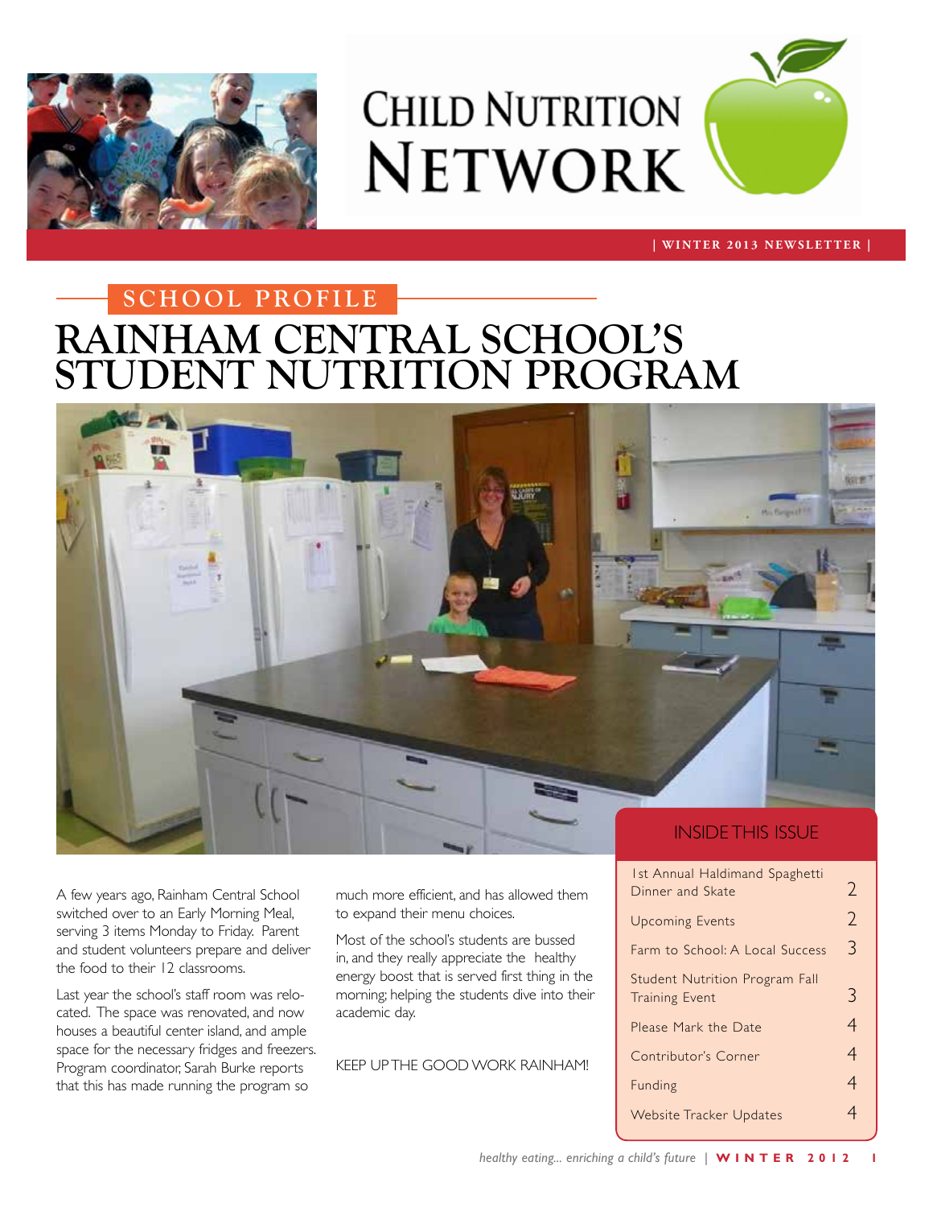# CHILD NUTRITION NETWORK

| WINTER 2013 NEWSLETTER |

SCHOOL PROFILE

# RAINHAM CENTRAL SCHOOL'S STUDENT NUTRITION PROGRAM

A few years ago, Rainham Central School switched over to an Early Morning Meal, serving 3 items Monday to Friday. Parent and student volunteers prepare and deliver the food to their 12 classrooms.

Last year the school's staff room was relocated. The space was renovated, and now houses a beautiful center island, and ample space for the necessary fridges and freezers. Program coordinator, Sarah Burke reports that this has made running the program so much more efficient, and has allowed them to expand their menu choices.

Most of the school's students are bussed in, and they really appreciate the healthy energy boost that is served first thing in the morning; helping the students dive into their academic day.

KEEP UP THE GOOD WORK RAINHAM!

## INSIDE THIS ISSUE

| | |
|---|---|
| 1st Annual Haldimand Spaghetti Dinner and Skate | 2 |
| Upcoming Events | 2 |
| Farm to School: A Local Success | 3 |
| Student Nutrition Program Fall Training Event | 3 |
| Please Mark the Date | 4 |
| Contributor's Corner | 4 |
| Funding | 4 |
| Website Tracker Updates | 4 |

*healthy eating... enriching a child's future*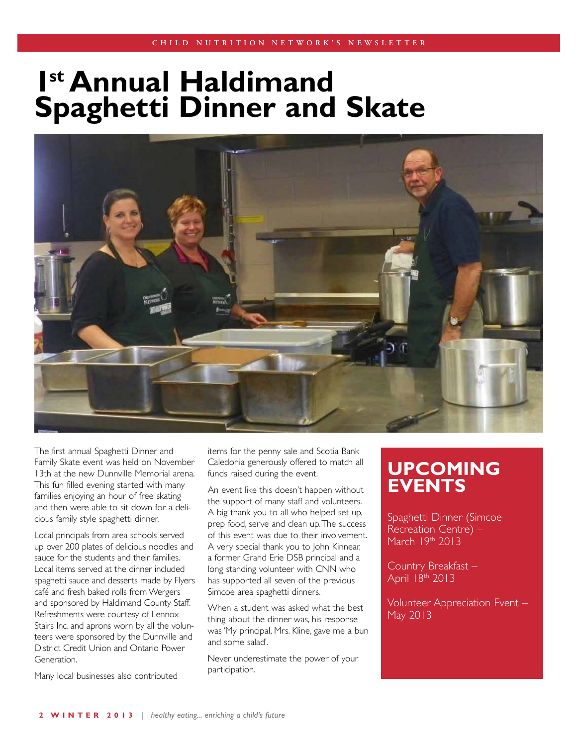# 1st Annual Haldimand Spaghetti Dinner and Skate

The first annual Spaghetti Dinner and Family Skate event was held on November 13th at the new Dunnville Memorial arena. This fun filled evening started with many families enjoying an hour of free skating and then were able to sit down for a delicious family style spaghetti dinner.

Local principals from area schools served up over 200 plates of delicious noodles and sauce for the students and their families. Local items served at the dinner included spaghetti sauce and desserts made by Flyers café and fresh baked rolls from Wergers and sponsored by Haldimand County Staff. Refreshments were courtesy of Lennox Stairs Inc. and aprons worn by all the volunteers were sponsored by the Dunnville and District Credit Union and Ontario Power Generation.

Many local businesses also contributed items for the penny sale and Scotia Bank Caledonia generously offered to match all funds raised during the event.

An event like this doesn't happen without the support of many staff and volunteers. A big thank you to all who helped set up, prep food, serve and clean up. The success of this event was due to their involvement. A very special thank you to John Kinnear, a former Grand Erie DSB principal and a long standing volunteer with CNN who has supported all seven of the previous Simcoe area spaghetti dinners.

When a student was asked what the best thing about the dinner was, his response was 'My principal, Mrs. Kline, gave me a bun and some salad'.

Never underestimate the power of your participation.

## UPCOMING EVENTS

Spaghetti Dinner (Simcoe Recreation Centre) – March 19th 2013

Country Breakfast – April 18th 2013

Volunteer Appreciation Event – May 2013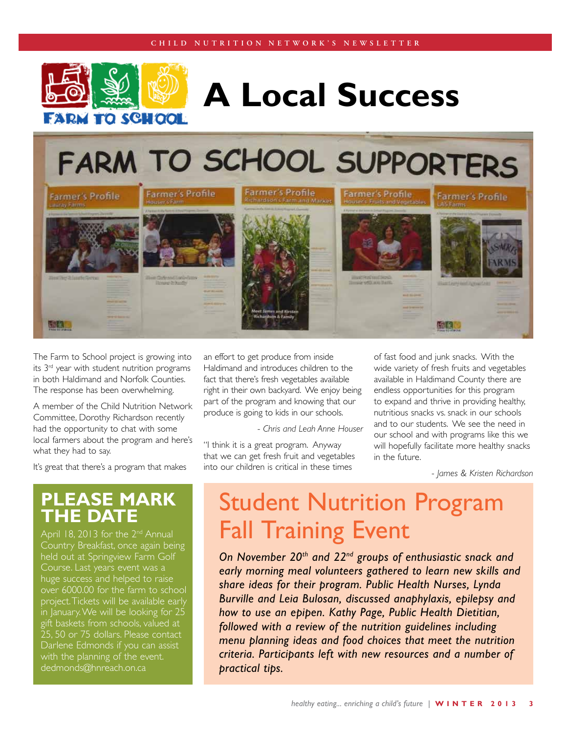// A Local Success

The Farm to School project is growing into its 3rd year with student nutrition programs in both Haldimand and Norfolk Counties. The response has been overwhelming.

A member of the Child Nutrition Network Committee, Dorothy Richardson recently had the opportunity to chat with some local farmers about the program and here's what they had to say.

It's great that there's a program that makes an effort to get produce from inside Haldimand and introduces children to the fact that there's fresh vegetables available right in their own backyard. We enjoy being part of the program and knowing that our produce is going to kids in our schools.

*- Chris and Leah Anne Houser*

"I think it is a great program. Anyway that we can get fresh fruit and vegetables into our children is critical in these times of fast food and junk snacks. With the wide variety of fresh fruits and vegetables available in Haldimand County there are endless opportunities for this program to expand and thrive in providing healthy, nutritious snacks vs. snack in our schools and to our students. We see the need in our school and with programs like this we will hopefully facilitate more healthy snacks in the future.

*- James & Kristen Richardson*

## PLEASE MARK THE DATE

April 18, 2013 for the 2nd Annual Country Breakfast, once again being held out at Springview Farm Golf Course. Last years event was a huge success and helped to raise over 6000.00 for the farm to school project. Tickets will be available early in January. We will be looking for 25 gift baskets from schools, valued at 25, 50 or 75 dollars. Please contact Darlene Edmonds if you can assist with the planning of the event. dedmonds@hnreach.on.ca

## Student Nutrition Program Fall Training Event

***On November 20th and 22nd groups of enthusiastic snack and early morning meal volunteers gathered to learn new skills and share ideas for their program. Public Health Nurses, Lynda Burville and Leia Bulosan, discussed anaphylaxis, epilepsy and how to use an epipen. Kathy Page, Public Health Dietitian, followed with a review of the nutrition guidelines including menu planning ideas and food choices that meet the nutrition criteria. Participants left with new resources and a number of practical tips.***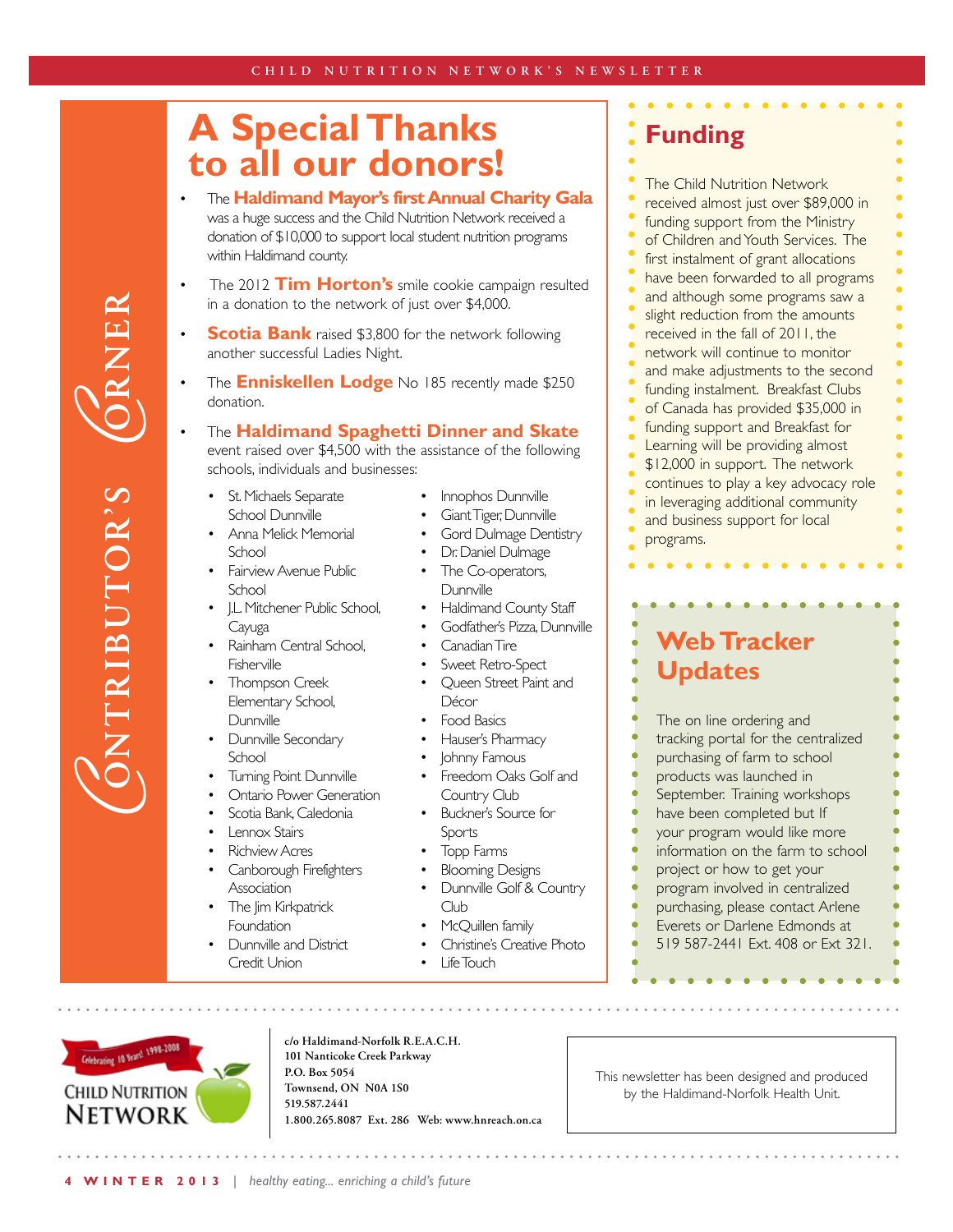Contributor's Corner

# A Special Thanks to all our donors!

- The **Haldimand Mayor's first Annual Charity Gala** was a huge success and the Child Nutrition Network received a donation of $10,000 to support local student nutrition programs within Haldimand county.
- The 2012 **Tim Horton's** smile cookie campaign resulted in a donation to the network of just over $4,000.
- **Scotia Bank** raised $3,800 for the network following another successful Ladies Night.
- The **Enniskellen Lodge** No 185 recently made $250 donation.
- The **Haldimand Spaghetti Dinner and Skate** event raised over $4,500 with the assistance of the following schools, individuals and businesses:
  - St. Michaels Separate School Dunnville
  - Anna Melick Memorial School
  - Fairview Avenue Public School
  - J.L. Mitchener Public School, Cayuga
  - Rainham Central School, Fisherville
  - Thompson Creek Elementary School, Dunnville
  - Dunnville Secondary School
  - Turning Point Dunnville
  - Ontario Power Generation
  - Scotia Bank, Caledonia
  - Lennox Stairs
  - Richview Acres
  - Canborough Firefighters Association
  - The Jim Kirkpatrick Foundation
  - Dunnville and District Credit Union
  - Innophos Dunnville
  - Giant Tiger, Dunnville
  - Gord Dulmage Dentistry
  - Dr. Daniel Dulmage
  - The Co-operators, Dunnville
  - Haldimand County Staff
  - Godfather's Pizza, Dunnville
  - Canadian Tire
  - Sweet Retro-Spect
  - Queen Street Paint and Décor
  - Food Basics
  - Hauser's Pharmacy
  - Johnny Famous
  - Freedom Oaks Golf and Country Club
  - Buckner's Source for Sports
  - Topp Farms
  - Blooming Designs
  - Dunnville Golf & Country Club
  - McQuillen family
  - Christine's Creative Photo
  - Life Touch

## Funding

The Child Nutrition Network received almost just over $89,000 in funding support from the Ministry of Children and Youth Services. The first instalment of grant allocations have been forwarded to all programs and although some programs saw a slight reduction from the amounts received in the fall of 2011, the network will continue to monitor and make adjustments to the second funding instalment. Breakfast Clubs of Canada has provided $35,000 in funding support and Breakfast for Learning will be providing almost $12,000 in support. The network continues to play a key advocacy role in leveraging additional community and business support for local programs.

## Web Tracker Updates

The on line ordering and tracking portal for the centralized purchasing of farm to school products was launched in September. Training workshops have been completed but If your program would like more information on the farm to school project or how to get your program involved in centralized purchasing, please contact Arlene Everets or Darlene Edmonds at 519 587-2441 Ext. 408 or Ext 321.

Celebrating 10 Years! 1998-2008
CHILD NUTRITION NETWORK

**c/o Haldimand-Norfolk R.E.A.C.H.**
**101 Nanticoke Creek Parkway**
**P.O. Box 5054**
**Townsend, ON N0A 1S0**
**519.587.2441**
**1.800.265.8087 Ext. 286 Web: www.hnreach.on.ca**

This newsletter has been designed and produced by the Haldimand-Norfolk Health Unit.